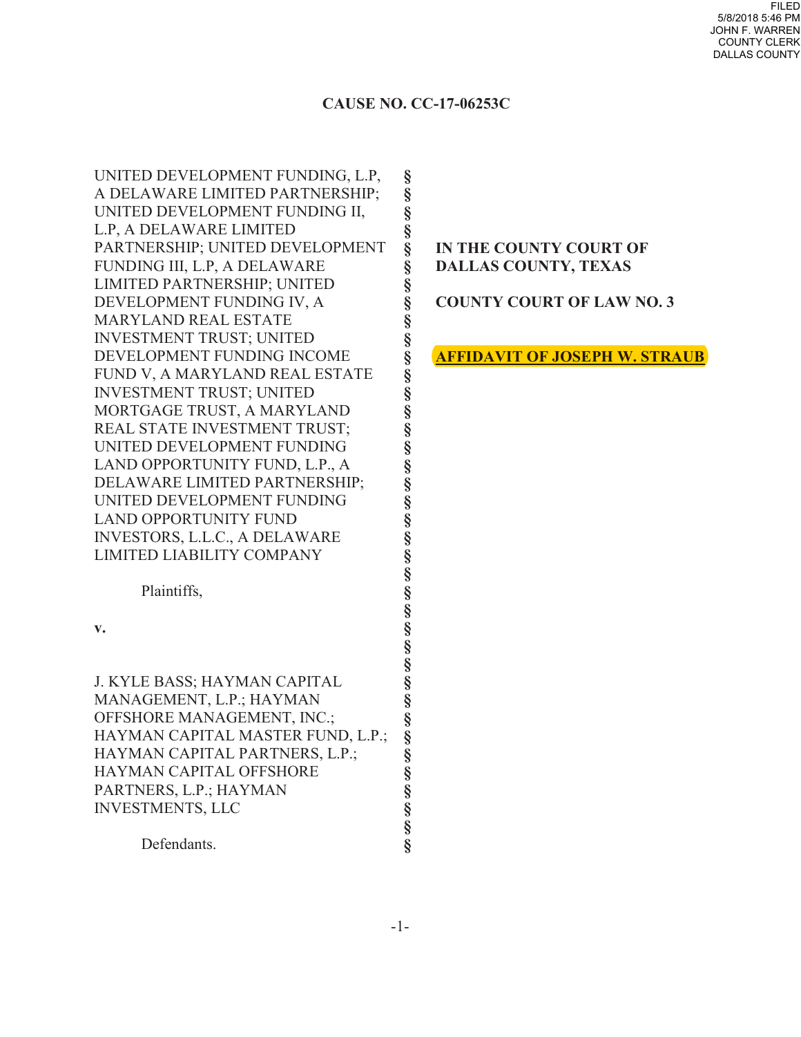FILED
5/8/2018 5:46 PM
JOHN F. WARREN
COUNTY CLERK
DALLAS COUNTY

**CAUSE NO. CC-17-06253C**

| | | |
|---|---|---|
| UNITED DEVELOPMENT FUNDING, L.P, A DELAWARE LIMITED PARTNERSHIP; UNITED DEVELOPMENT FUNDING II, L.P, A DELAWARE LIMITED PARTNERSHIP; UNITED DEVELOPMENT FUNDING III, L.P, A DELAWARE LIMITED PARTNERSHIP; UNITED DEVELOPMENT FUNDING IV, A MARYLAND REAL ESTATE INVESTMENT TRUST; UNITED DEVELOPMENT FUNDING INCOME FUND V, A MARYLAND REAL ESTATE INVESTMENT TRUST; UNITED MORTGAGE TRUST, A MARYLAND REAL STATE INVESTMENT TRUST; UNITED DEVELOPMENT FUNDING LAND OPPORTUNITY FUND, L.P., A DELAWARE LIMITED PARTNERSHIP; UNITED DEVELOPMENT FUNDING LAND OPPORTUNITY FUND INVESTORS, L.L.C., A DELAWARE LIMITED LIABILITY COMPANY | § | **IN THE COUNTY COURT OF DALLAS COUNTY, TEXAS** |
| Plaintiffs, | § | **COUNTY COURT OF LAW NO. 3** |
| **v.** | § | |
| J. KYLE BASS; HAYMAN CAPITAL MANAGEMENT, L.P.; HAYMAN OFFSHORE MANAGEMENT, INC.; HAYMAN CAPITAL MASTER FUND, L.P.; HAYMAN CAPITAL PARTNERS, L.P.; HAYMAN CAPITAL OFFSHORE PARTNERS, L.P.; HAYMAN INVESTMENTS, LLC | § | **AFFIDAVIT OF JOSEPH W. STRAUB** |
| Defendants. | § | |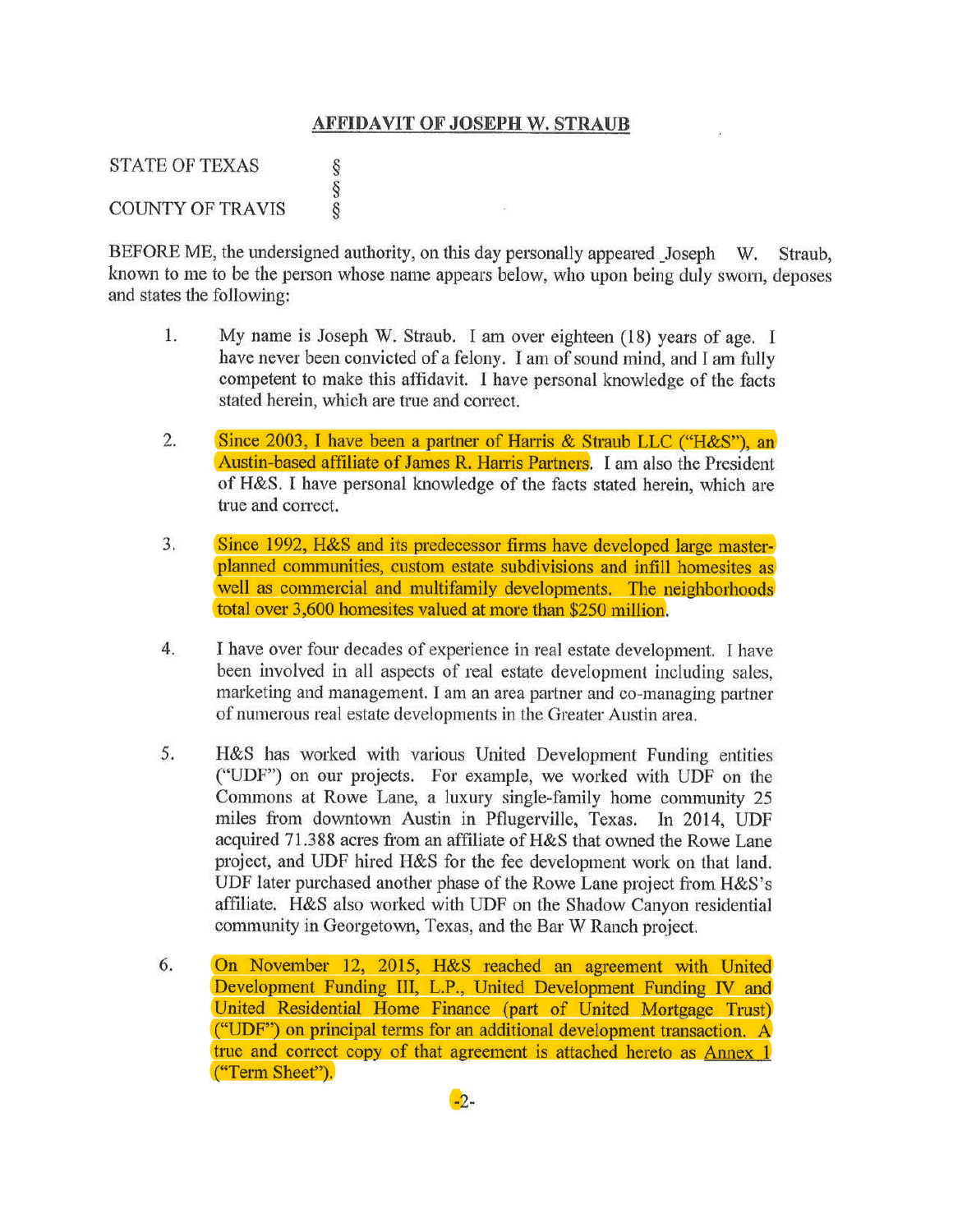# AFFIDAVIT OF JOSEPH W. STRAUB

STATE OF TEXAS §
§
COUNTY OF TRAVIS §

BEFORE ME, the undersigned authority, on this day personally appeared Joseph W. Straub, known to me to be the person whose name appears below, who upon being duly sworn, deposes and states the following:

1. My name is Joseph W. Straub. I am over eighteen (18) years of age. I have never been convicted of a felony. I am of sound mind, and I am fully competent to make this affidavit. I have personal knowledge of the facts stated herein, which are true and correct.

2. Since 2003, I have been a partner of Harris & Straub LLC ("H&S"), an Austin-based affiliate of James R. Harris Partners. I am also the President of H&S. I have personal knowledge of the facts stated herein, which are true and correct.

3. Since 1992, H&S and its predecessor firms have developed large master-planned communities, custom estate subdivisions and infill homesites as well as commercial and multifamily developments. The neighborhoods total over 3,600 homesites valued at more than $250 million.

4. I have over four decades of experience in real estate development. I have been involved in all aspects of real estate development including sales, marketing and management. I am an area partner and co-managing partner of numerous real estate developments in the Greater Austin area.

5. H&S has worked with various United Development Funding entities ("UDF") on our projects. For example, we worked with UDF on the Commons at Rowe Lane, a luxury single-family home community 25 miles from downtown Austin in Pflugerville, Texas. In 2014, UDF acquired 71.388 acres from an affiliate of H&S that owned the Rowe Lane project, and UDF hired H&S for the fee development work on that land. UDF later purchased another phase of the Rowe Lane project from H&S's affiliate. H&S also worked with UDF on the Shadow Canyon residential community in Georgetown, Texas, and the Bar W Ranch project.

6. On November 12, 2015, H&S reached an agreement with United Development Funding III, L.P., United Development Funding IV and United Residential Home Finance (part of United Mortgage Trust) ("UDF") on principal terms for an additional development transaction. A true and correct copy of that agreement is attached hereto as Annex 1 ("Term Sheet").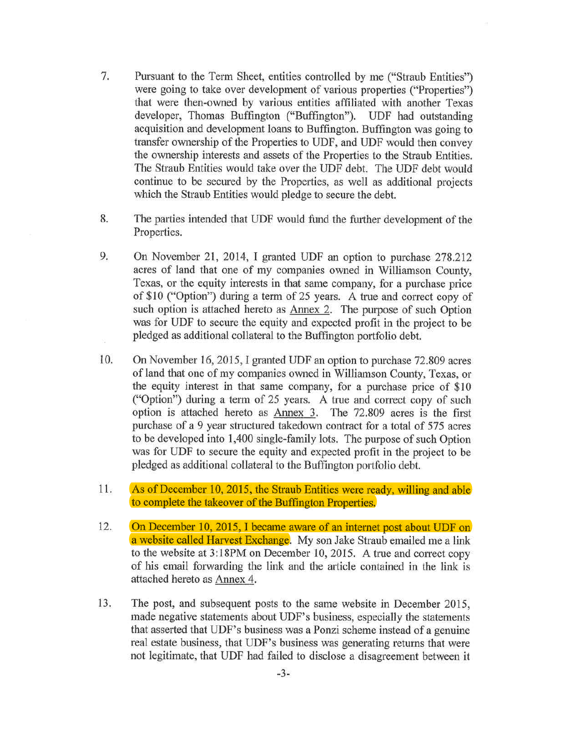7. Pursuant to the Term Sheet, entities controlled by me ("Straub Entities") were going to take over development of various properties ("Properties") that were then-owned by various entities affiliated with another Texas developer, Thomas Buffington ("Buffington"). UDF had outstanding acquisition and development loans to Buffington. Buffington was going to transfer ownership of the Properties to UDF, and UDF would then convey the ownership interests and assets of the Properties to the Straub Entities. The Straub Entities would take over the UDF debt. The UDF debt would continue to be secured by the Properties, as well as additional projects which the Straub Entities would pledge to secure the debt.

8. The parties intended that UDF would fund the further development of the Properties.

9. On November 21, 2014, I granted UDF an option to purchase 278.212 acres of land that one of my companies owned in Williamson County, Texas, or the equity interests in that same company, for a purchase price of $10 ("Option") during a term of 25 years. A true and correct copy of such option is attached hereto as Annex 2. The purpose of such Option was for UDF to secure the equity and expected profit in the project to be pledged as additional collateral to the Buffington portfolio debt.

10. On November 16, 2015, I granted UDF an option to purchase 72.809 acres of land that one of my companies owned in Williamson County, Texas, or the equity interest in that same company, for a purchase price of $10 ("Option") during a term of 25 years. A true and correct copy of such option is attached hereto as Annex 3. The 72.809 acres is the first purchase of a 9 year structured takedown contract for a total of 575 acres to be developed into 1,400 single-family lots. The purpose of such Option was for UDF to secure the equity and expected profit in the project to be pledged as additional collateral to the Buffington portfolio debt.

11. As of December 10, 2015, the Straub Entities were ready, willing and able to complete the takeover of the Buffington Properties.

12. On December 10, 2015, I became aware of an internet post about UDF on a website called Harvest Exchange. My son Jake Straub emailed me a link to the website at 3:18PM on December 10, 2015. A true and correct copy of his email forwarding the link and the article contained in the link is attached hereto as Annex 4.

13. The post, and subsequent posts to the same website in December 2015, made negative statements about UDF's business, especially the statements that asserted that UDF's business was a Ponzi scheme instead of a genuine real estate business, that UDF's business was generating returns that were not legitimate, that UDF had failed to disclose a disagreement between it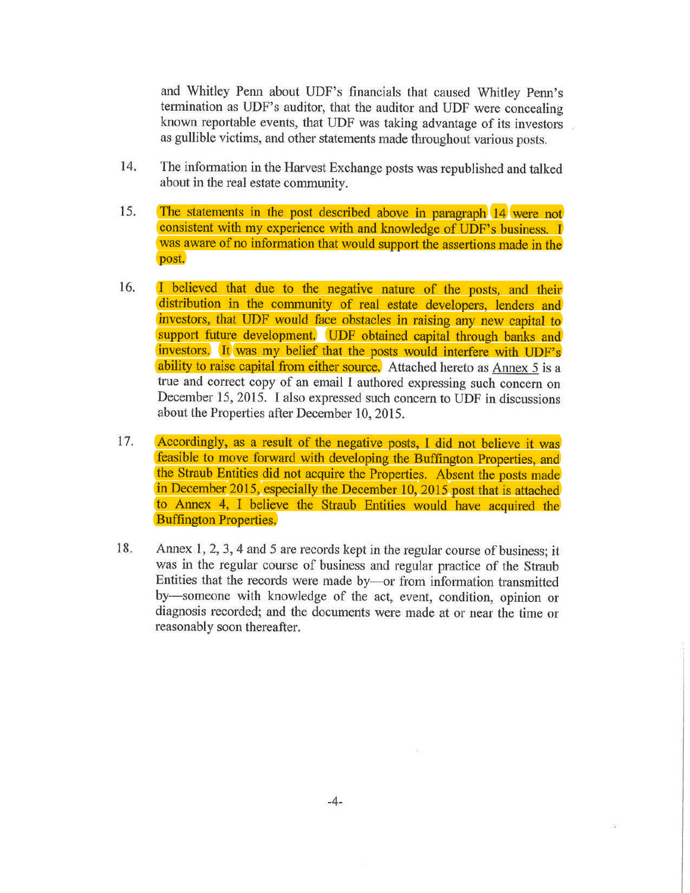and Whitley Penn about UDF's financials that caused Whitley Penn's termination as UDF's auditor, that the auditor and UDF were concealing known reportable events, that UDF was taking advantage of its investors as gullible victims, and other statements made throughout various posts.

14. The information in the Harvest Exchange posts was republished and talked about in the real estate community.

15. The statements in the post described above in paragraph 14 were not consistent with my experience with and knowledge of UDF's business. I was aware of no information that would support the assertions made in the post.

16. I believed that due to the negative nature of the posts, and their distribution in the community of real estate developers, lenders and investors, that UDF would face obstacles in raising any new capital to support future development. UDF obtained capital through banks and investors. It was my belief that the posts would interfere with UDF's ability to raise capital from either source. Attached hereto as Annex 5 is a true and correct copy of an email I authored expressing such concern on December 15, 2015. I also expressed such concern to UDF in discussions about the Properties after December 10, 2015.

17. Accordingly, as a result of the negative posts, I did not believe it was feasible to move forward with developing the Buffington Properties, and the Straub Entities did not acquire the Properties. Absent the posts made in December 2015, especially the December 10, 2015 post that is attached to Annex 4, I believe the Straub Entities would have acquired the Buffington Properties.

18. Annex 1, 2, 3, 4 and 5 are records kept in the regular course of business; it was in the regular course of business and regular practice of the Straub Entities that the records were made by—or from information transmitted by—someone with knowledge of the act, event, condition, opinion or diagnosis recorded; and the documents were made at or near the time or reasonably soon thereafter.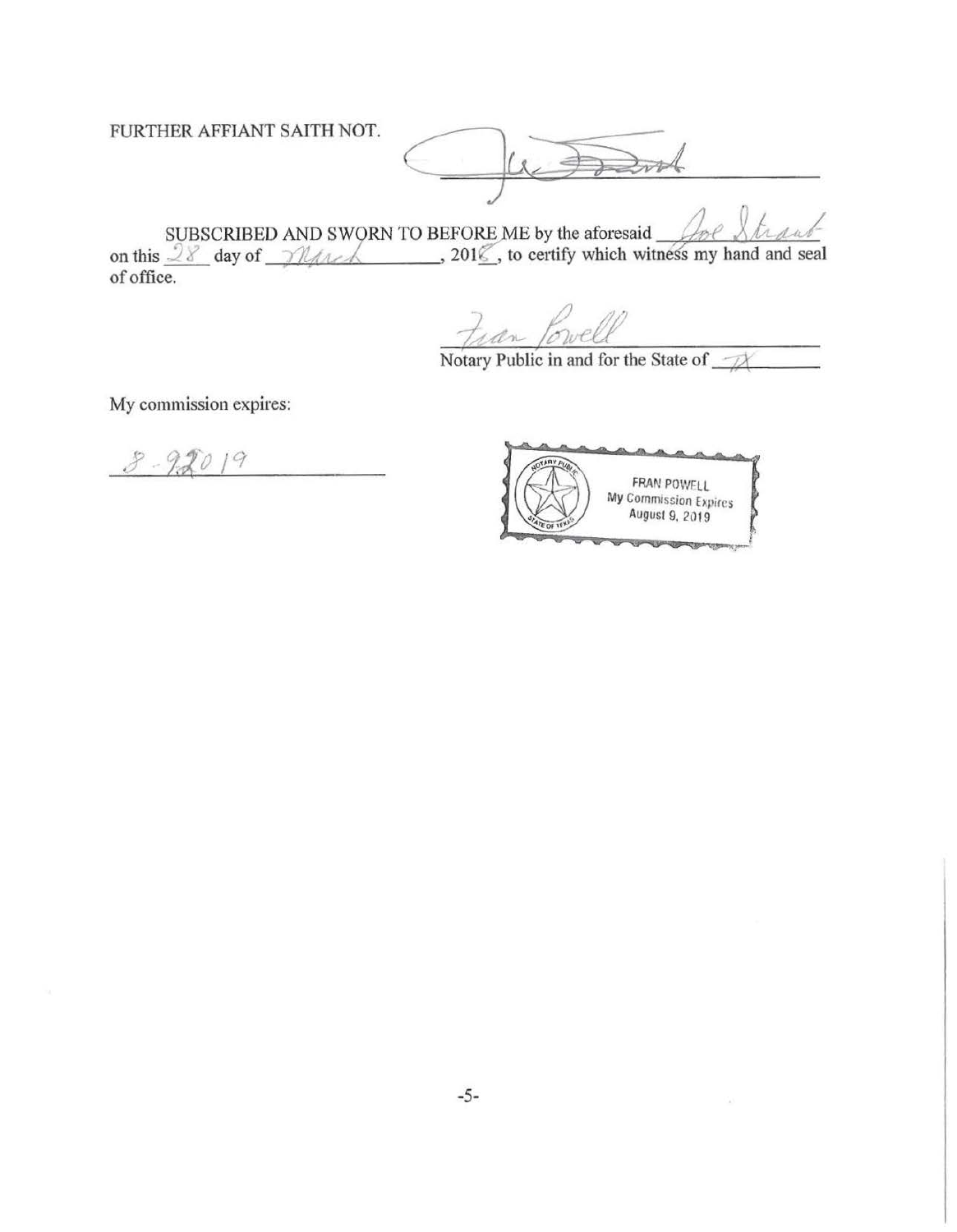FURTHER AFFIANT SAITH NOT.

______________________________

SUBSCRIBED AND SWORN TO BEFORE ME by the aforesaid Joe Straus on this 28 day of March, 2018, to certify which witness my hand and seal of office.

Fran Powell
Notary Public in and for the State of TX

My commission expires:

8-9-2019

FRAN POWELL
My Commission Expires
August 9, 2019